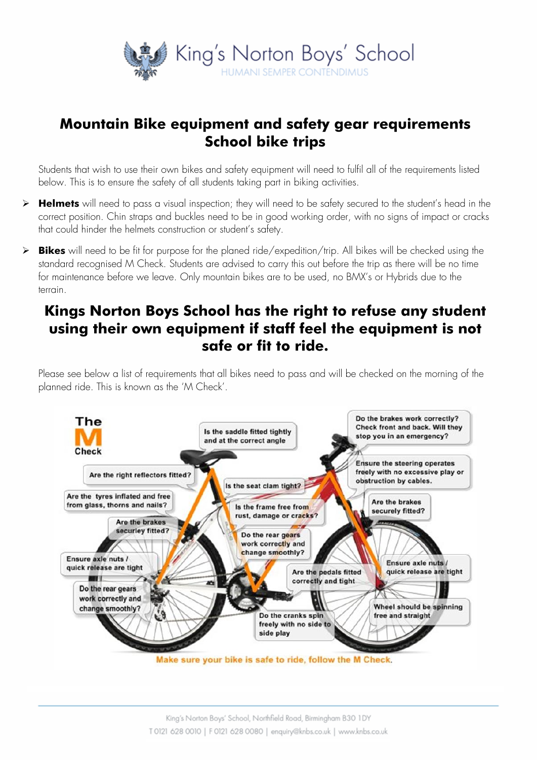King's Norton Boys' School
HUMANI SEMPER CONTENDIMUS

# Mountain Bike equipment and safety gear requirements School bike trips

Students that wish to use their own bikes and safety equipment will need to fulfil all of the requirements listed below. This is to ensure the safety of all students taking part in biking activities.

- **Helmets** will need to pass a visual inspection; they will need to be safety secured to the student's head in the correct position. Chin straps and buckles need to be in good working order, with no signs of impact or cracks that could hinder the helmets construction or student's safety.
- **Bikes** will need to be fit for purpose for the planed ride/expedition/trip. All bikes will be checked using the standard recognised M Check. Students are advised to carry this out before the trip as there will be no time for maintenance before we leave. Only mountain bikes are to be used, no BMX's or Hybrids due to the terrain.

## Kings Norton Boys School has the right to refuse any student using their own equipment if staff feel the equipment is not safe or fit to ride.

Please see below a list of requirements that all bikes need to pass and will be checked on the morning of the planned ride. This is known as the 'M Check'.

The M Check

- Is the saddle fitted tightly and at the correct angle
- Do the brakes work correctly? Check front and back. Will they stop you in an emergency?
- Are the right reflectors fitted?
- Is the seat clam tight?
- Ensure the steering operates freely with no excessive play or obstruction by cables.
- Are the tyres inflated and free from glass, thorns and nails?
- Is the frame free from rust, damage or cracks?
- Are the brakes securely fitted?
- Are the brakes securley fitted?
- Do the rear gears work correctly and change smoothly?
- Ensure axle nuts / quick release are tight
- Ensure axle nuts / quick release are tight
- Are the pedals fitted correctly and tight
- Do the rear gears work correctly and change smoothly?
- Wheel should be spinning free and straight
- Do the cranks spin freely with no side to side play

Make sure your bike is safe to ride, follow the M Check.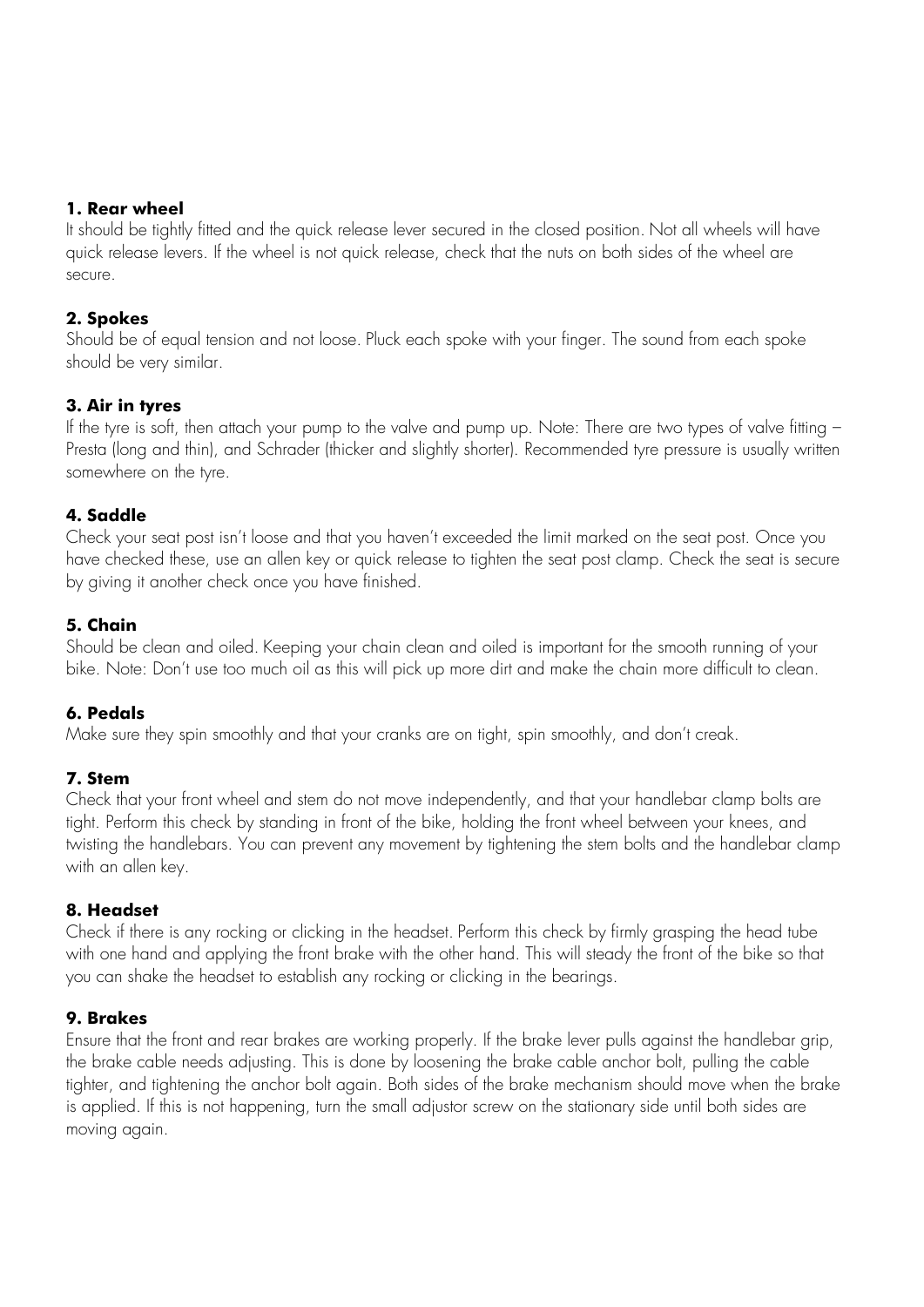**1. Rear wheel**

It should be tightly fitted and the quick release lever secured in the closed position. Not all wheels will have quick release levers. If the wheel is not quick release, check that the nuts on both sides of the wheel are secure.

**2. Spokes**

Should be of equal tension and not loose. Pluck each spoke with your finger. The sound from each spoke should be very similar.

**3. Air in tyres**

If the tyre is soft, then attach your pump to the valve and pump up. Note: There are two types of valve fitting – Presta (long and thin), and Schrader (thicker and slightly shorter). Recommended tyre pressure is usually written somewhere on the tyre.

**4. Saddle**

Check your seat post isn't loose and that you haven't exceeded the limit marked on the seat post. Once you have checked these, use an allen key or quick release to tighten the seat post clamp. Check the seat is secure by giving it another check once you have finished.

**5. Chain**

Should be clean and oiled. Keeping your chain clean and oiled is important for the smooth running of your bike. Note: Don't use too much oil as this will pick up more dirt and make the chain more difficult to clean.

**6. Pedals**

Make sure they spin smoothly and that your cranks are on tight, spin smoothly, and don't creak.

**7. Stem**

Check that your front wheel and stem do not move independently, and that your handlebar clamp bolts are tight. Perform this check by standing in front of the bike, holding the front wheel between your knees, and twisting the handlebars. You can prevent any movement by tightening the stem bolts and the handlebar clamp with an allen key.

**8. Headset**

Check if there is any rocking or clicking in the headset. Perform this check by firmly grasping the head tube with one hand and applying the front brake with the other hand. This will steady the front of the bike so that you can shake the headset to establish any rocking or clicking in the bearings.

**9. Brakes**

Ensure that the front and rear brakes are working properly. If the brake lever pulls against the handlebar grip, the brake cable needs adjusting. This is done by loosening the brake cable anchor bolt, pulling the cable tighter, and tightening the anchor bolt again. Both sides of the brake mechanism should move when the brake is applied. If this is not happening, turn the small adjustor screw on the stationary side until both sides are moving again.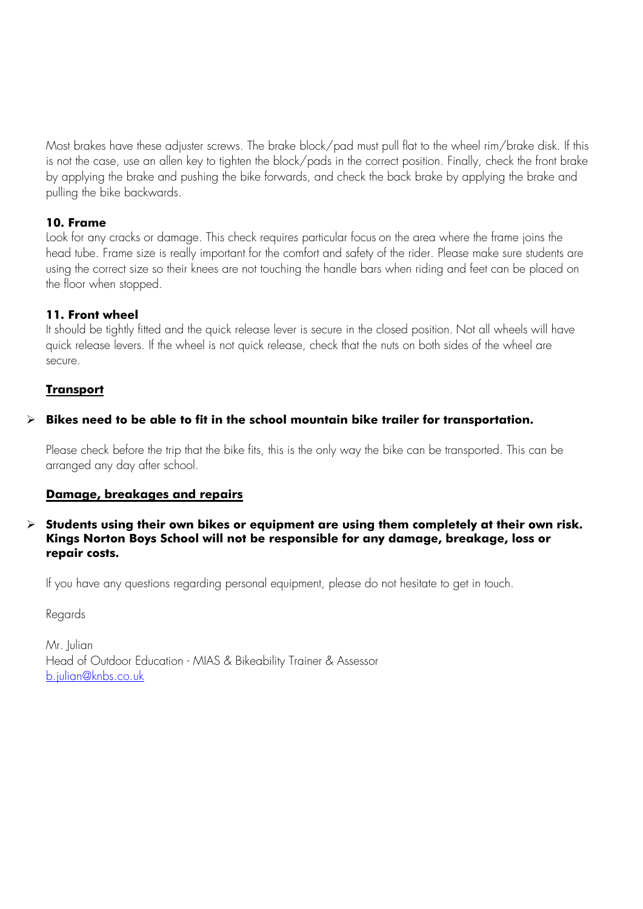Most brakes have these adjuster screws. The brake block/pad must pull flat to the wheel rim/brake disk. If this is not the case, use an allen key to tighten the block/pads in the correct position. Finally, check the front brake by applying the brake and pushing the bike forwards, and check the back brake by applying the brake and pulling the bike backwards.

**10. Frame**

Look for any cracks or damage. This check requires particular focus on the area where the frame joins the head tube. Frame size is really important for the comfort and safety of the rider. Please make sure students are using the correct size so their knees are not touching the handle bars when riding and feet can be placed on the floor when stopped.

**11. Front wheel**

It should be tightly fitted and the quick release lever is secure in the closed position. Not all wheels will have quick release levers. If the wheel is not quick release, check that the nuts on both sides of the wheel are secure.

**<u>Transport</u>**

- **Bikes need to be able to fit in the school mountain bike trailer for transportation.**

Please check before the trip that the bike fits, this is the only way the bike can be transported. This can be arranged any day after school.

**<u>Damage, breakages and repairs</u>**

- **Students using their own bikes or equipment are using them completely at their own risk. Kings Norton Boys School will not be responsible for any damage, breakage, loss or repair costs.**

If you have any questions regarding personal equipment, please do not hesitate to get in touch.

Regards

Mr. Julian
Head of Outdoor Education - MIAS & Bikeability Trainer & Assessor
b.julian@knbs.co.uk